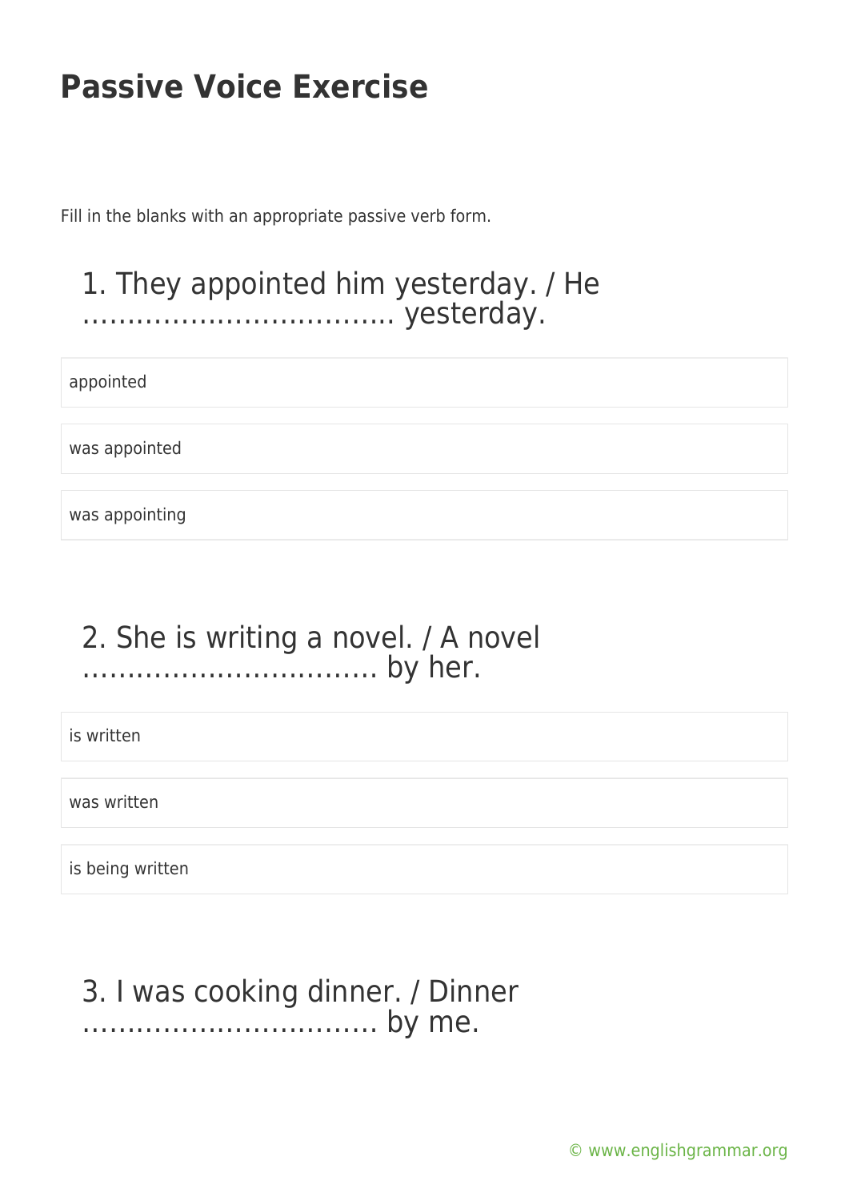# Passive Voice Exercise

Fill in the blanks with an appropriate passive verb form.

## 1. They appointed him yesterday. / He …………………………….. yesterday.

- appointed
- was appointed
- was appointing

## 2. She is writing a novel. / A novel …………………………… by her.

- is written
- was written
- is being written

## 3. I was cooking dinner. / Dinner …………………………… by me.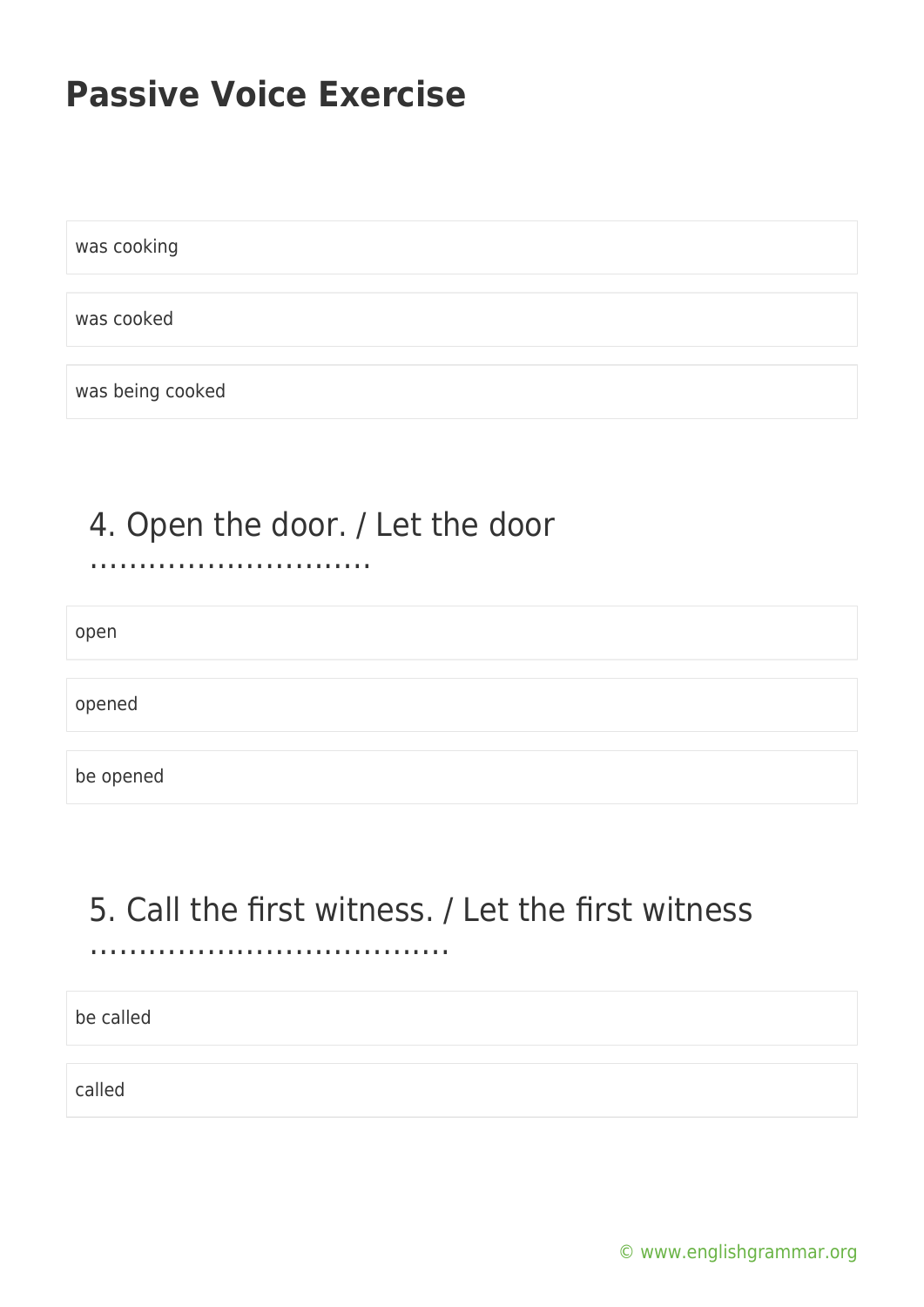# Passive Voice Exercise

was cooking

was cooked

was being cooked

## 4. Open the door. / Let the door ………………………..

open

opened

be opened

## 5. Call the first witness. / Let the first witness ………………………………..

be called

called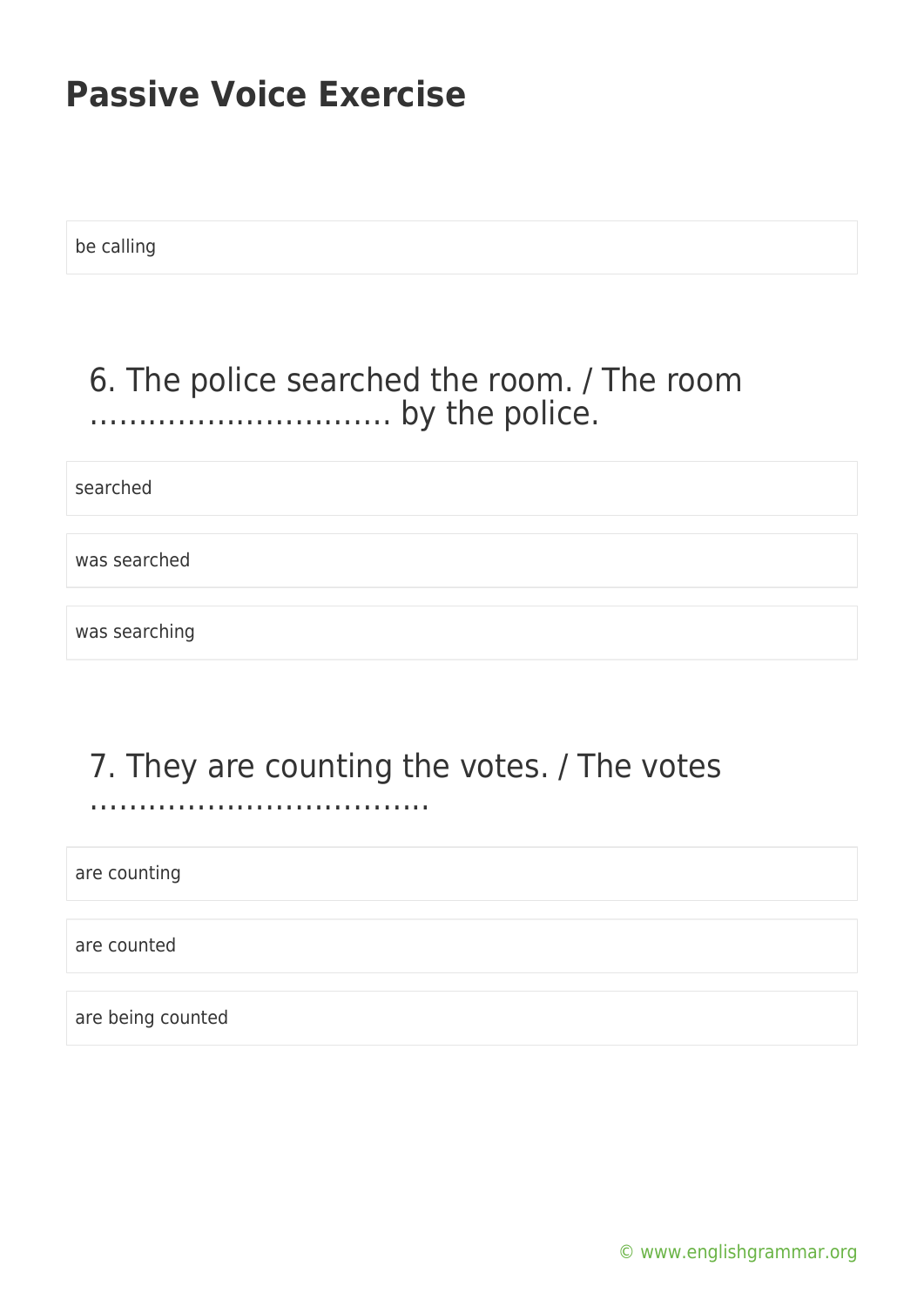be calling

## 6. The police searched the room. / The room ………………………… by the police.

searched

was searched

was searching

## 7. They are counting the votes. / The votes ……………………………..

are counting

are counted

are being counted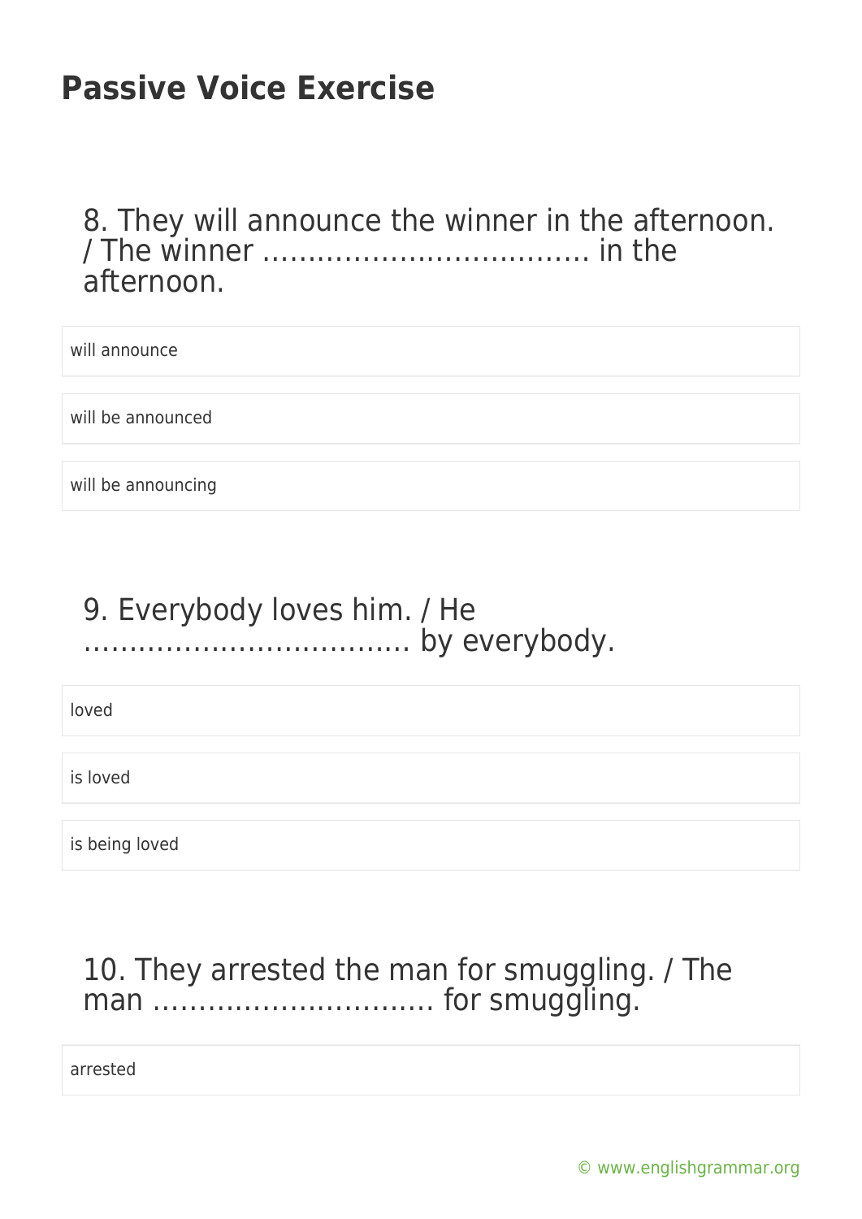# Passive Voice Exercise

8. They will announce the winner in the afternoon. / The winner ……………………………… in the afternoon.

- will announce
- will be announced
- will be announcing

9. Everybody loves him. / He ……………………………… by everybody.

- loved
- is loved
- is being loved

10. They arrested the man for smuggling. / The man ………………………… for smuggling.

- arrested

© www.englishgrammar.org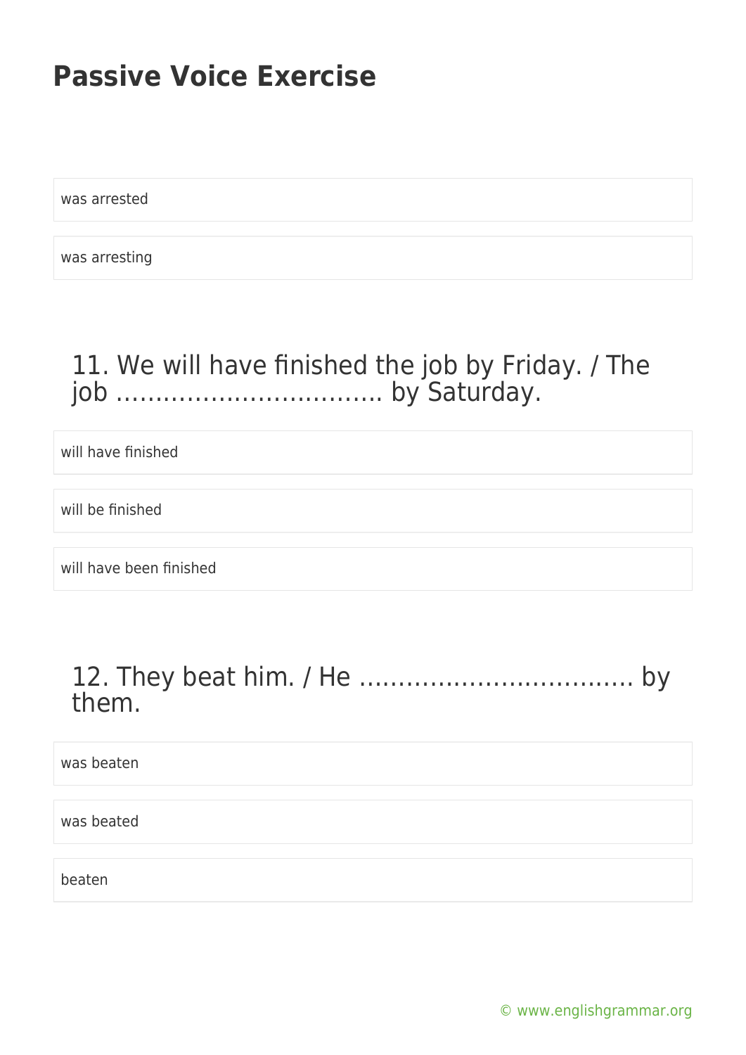was arrested

was arresting

### 11. We will have finished the job by Friday. / The job …………………………… by Saturday.

will have finished

will be finished

will have been finished

### 12. They beat him. / He …………………………….. by them.

was beaten

was beated

beaten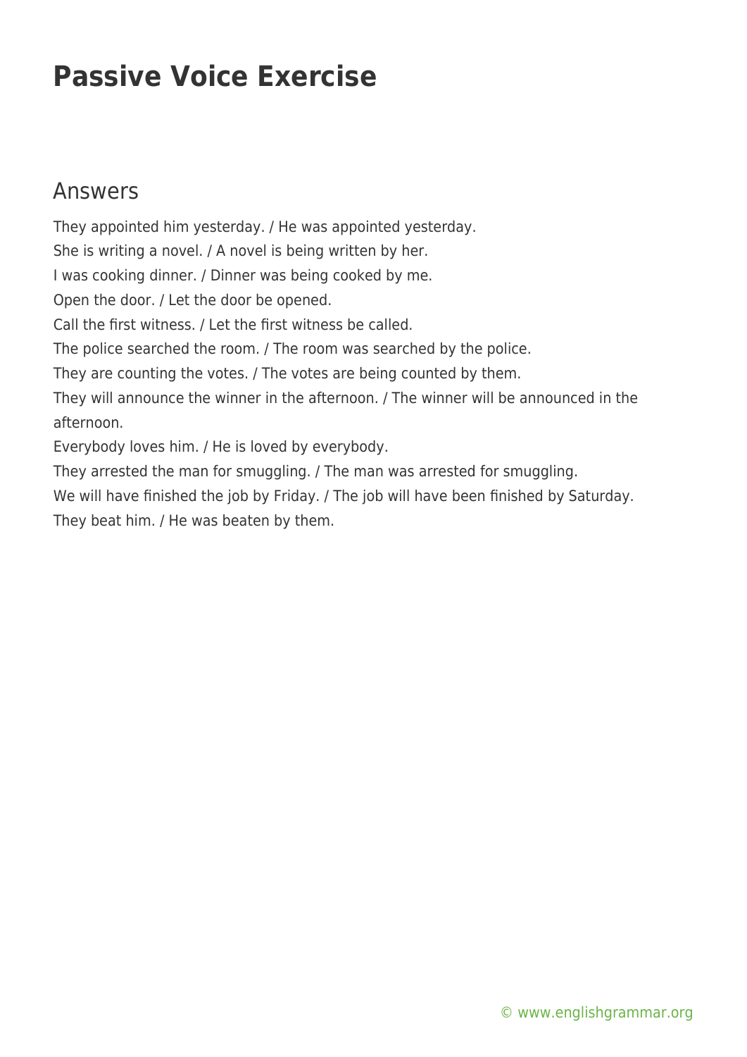# Passive Voice Exercise

## Answers

They appointed him yesterday. / He was appointed yesterday.

She is writing a novel. / A novel is being written by her.

I was cooking dinner. / Dinner was being cooked by me.

Open the door. / Let the door be opened.

Call the first witness. / Let the first witness be called.

The police searched the room. / The room was searched by the police.

They are counting the votes. / The votes are being counted by them.

They will announce the winner in the afternoon. / The winner will be announced in the afternoon.

Everybody loves him. / He is loved by everybody.

They arrested the man for smuggling. / The man was arrested for smuggling.

We will have finished the job by Friday. / The job will have been finished by Saturday.

They beat him. / He was beaten by them.